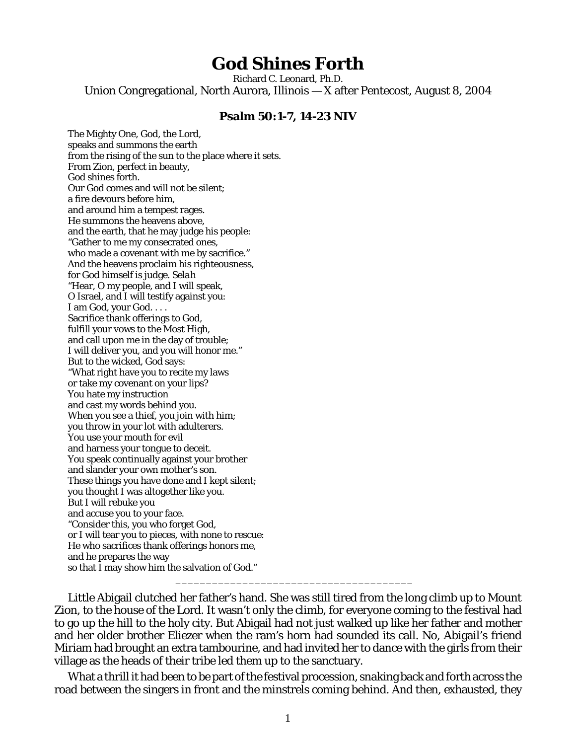# God Shines Forth

Richard C. Leonard, Ph.D.

Union Congregational, North Aurora, Illinois — X after Pentecost, August 8, 2004

### Psalm 50:1-7, 14-23 NIV

The Mighty One, God, the Lord,
speaks and summons the earth
from the rising of the sun to the place where it sets.
From Zion, perfect in beauty,
God shines forth.
Our God comes and will not be silent;
a fire devours before him,
and around him a tempest rages.
He summons the heavens above,
and the earth, that he may judge his people:
"Gather to me my consecrated ones,
who made a covenant with me by sacrifice."
And the heavens proclaim his righteousness,
for God himself is judge. *Selah*
"Hear, O my people, and I will speak,
O Israel, and I will testify against you:
I am God, your God. . . .
Sacrifice thank offerings to God,
fulfill your vows to the Most High,
and call upon me in the day of trouble;
I will deliver you, and you will honor me."
But to the wicked, God says:
"What right have you to recite my laws
or take my covenant on your lips?
You hate my instruction
and cast my words behind you.
When you see a thief, you join with him;
you throw in your lot with adulterers.
You use your mouth for evil
and harness your tongue to deceit.
You speak continually against your brother
and slander your own mother's son.
These things you have done and I kept silent;
you thought I was altogether like you.
But I will rebuke you
and accuse you to your face.
"Consider this, you who forget God,
or I will tear you to pieces, with none to rescue:
He who sacrifices thank offerings honors me,
and he prepares the way
so that I may show him the salvation of God."

---

Little Abigail clutched her father's hand. She was still tired from the long climb up to Mount Zion, to the house of the Lord. It wasn't only the climb, for everyone coming to the festival had to go up the hill to the holy city. But Abigail had not just walked up like her father and mother and her older brother Eliezer when the ram's horn had sounded its call. No, Abigail's friend Miriam had brought an extra tambourine, and had invited her to dance with the girls from their village as the heads of their tribe led them up to the sanctuary.

What a thrill it had been to be part of the festival procession, snaking back and forth across the road between the singers in front and the minstrels coming behind. And then, exhausted, they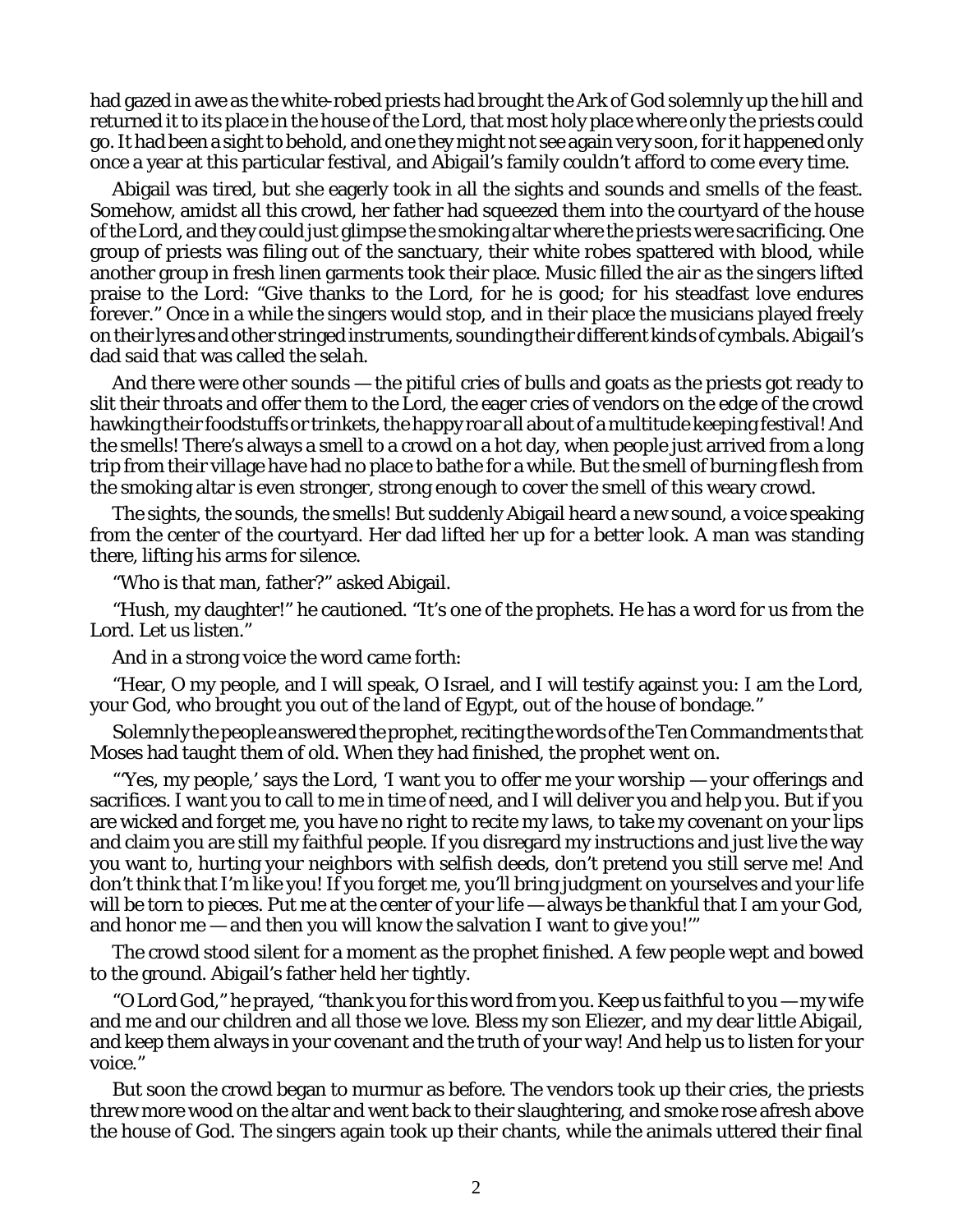had gazed in awe as the white-robed priests had brought the Ark of God solemnly up the hill and returned it to its place in the house of the Lord, that most holy place where only the priests could go. It had been a sight to behold, and one they might not see again very soon, for it happened only once a year at this particular festival, and Abigail's family couldn't afford to come every time.

Abigail was tired, but she eagerly took in all the sights and sounds and smells of the feast. Somehow, amidst all this crowd, her father had squeezed them into the courtyard of the house of the Lord, and they could just glimpse the smoking altar where the priests were sacrificing. One group of priests was filing out of the sanctuary, their white robes spattered with blood, while another group in fresh linen garments took their place. Music filled the air as the singers lifted praise to the Lord: "Give thanks to the Lord, for he is good; for his steadfast love endures forever." Once in a while the singers would stop, and in their place the musicians played freely on their lyres and other stringed instruments, sounding their different kinds of cymbals. Abigail's dad said that was called the *selah*.

And there were other sounds — the pitiful cries of bulls and goats as the priests got ready to slit their throats and offer them to the Lord, the eager cries of vendors on the edge of the crowd hawking their foodstuffs or trinkets, the happy roar all about of a multitude keeping festival! And the smells! There's always a smell to a crowd on a hot day, when people just arrived from a long trip from their village have had no place to bathe for a while. But the smell of burning flesh from the smoking altar is even stronger, strong enough to cover the smell of this weary crowd.

The sights, the sounds, the smells! But suddenly Abigail heard a new sound, a voice speaking from the center of the courtyard. Her dad lifted her up for a better look. A man was standing there, lifting his arms for silence.

"Who is that man, father?" asked Abigail.

"Hush, my daughter!" he cautioned. "It's one of the prophets. He has a word for us from the Lord. Let us listen."

And in a strong voice the word came forth:

"Hear, O my people, and I will speak, O Israel, and I will testify against you: I am the Lord, your God, who brought you out of the land of Egypt, out of the house of bondage."

Solemnly the people answered the prophet, reciting the words of the Ten Commandments that Moses had taught them of old. When they had finished, the prophet went on.

"'Yes, my people,' says the Lord, 'I want you to offer me your worship — your offerings and sacrifices. I want you to call to me in time of need, and I will deliver you and help you. But if you are wicked and forget me, you have no right to recite my laws, to take my covenant on your lips and claim you are still my faithful people. If you disregard my instructions and just live the way you want to, hurting your neighbors with selfish deeds, don't pretend you still serve me! And don't think that I'm like you! If you forget me, you'll bring judgment on yourselves and your life will be torn to pieces. Put me at the center of your life — always be thankful that I am your God, and honor me — and then you will know the salvation I want to give you!'"

The crowd stood silent for a moment as the prophet finished. A few people wept and bowed to the ground. Abigail's father held her tightly.

"O Lord God," he prayed, "thank you for this word from you. Keep us faithful to you — my wife and me and our children and all those we love. Bless my son Eliezer, and my dear little Abigail, and keep them always in your covenant and the truth of your way! And help us to listen for your voice."

But soon the crowd began to murmur as before. The vendors took up their cries, the priests threw more wood on the altar and went back to their slaughtering, and smoke rose afresh above the house of God. The singers again took up their chants, while the animals uttered their final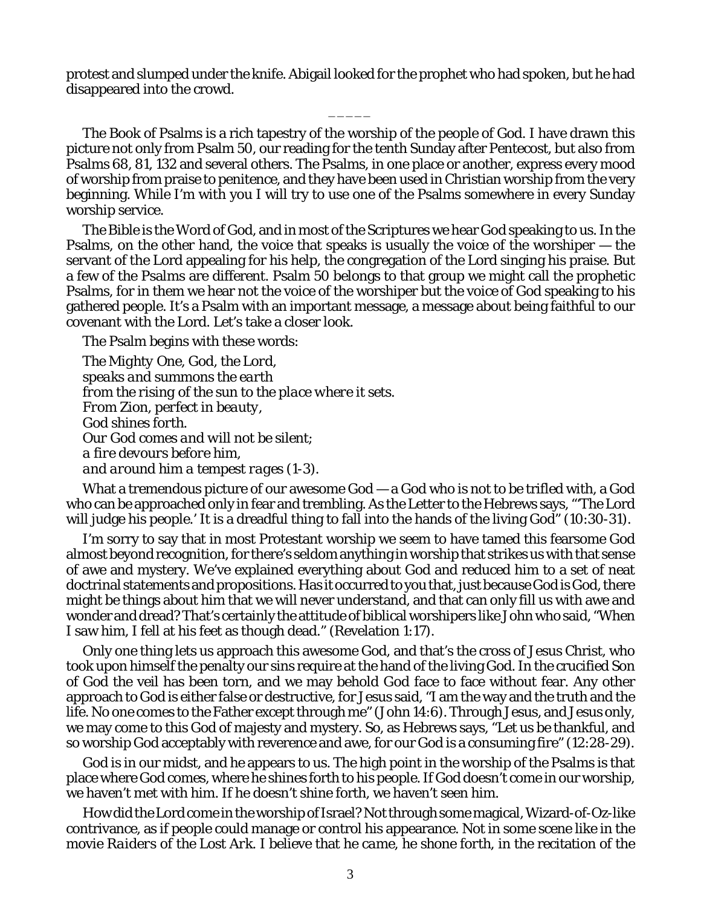protest and slumped under the knife. Abigail looked for the prophet who had spoken, but he had disappeared into the crowd.

_____

The Book of Psalms is a rich tapestry of the worship of the people of God. I have drawn this picture not only from Psalm 50, our reading for the tenth Sunday after Pentecost, but also from Psalms 68, 81, 132 and several others. The Psalms, in one place or another, express every mood of worship from praise to penitence, and they have been used in Christian worship from the very beginning. While I'm with you I will try to use one of the Psalms somewhere in every Sunday worship service.

The Bible is the Word of God, and in most of the Scriptures we hear God speaking to us. In the Psalms, on the other hand, the voice that speaks is usually the voice of the worshiper — the servant of the Lord appealing for his help, the congregation of the Lord singing his praise. But a few of the Psalms are different. Psalm 50 belongs to that group we might call the prophetic Psalms, for in them we hear not the voice of the worshiper but the voice of God speaking to his gathered people. It's a Psalm with an important message, a message about being faithful to our covenant with the Lord. Let's take a closer look.

The Psalm begins with these words:

*The Mighty One, God, the Lord,*
*speaks and summons the earth*
*from the rising of the sun to the place where it sets.*
*From Zion, perfect in beauty,*
*God shines forth.*
*Our God comes and will not be silent;*
*a fire devours before him,*
*and around him a tempest rages* (1-3).

What a tremendous picture of our awesome God — a God who is not to be trifled with, a God who can be approached only in fear and trembling. As the Letter to the Hebrews says, "'The Lord will judge his people.' It is a dreadful thing to fall into the hands of the living God" (10:30-31).

I'm sorry to say that in most Protestant worship we seem to have tamed this fearsome God almost beyond recognition, for there's seldom anything in worship that strikes us with that sense of awe and mystery. We've explained everything about God and reduced him to a set of neat doctrinal statements and propositions. Has it occurred to you that, just because God is God, there might be things about him that we will never understand, and that can only fill us with awe and wonder and dread? That's certainly the attitude of biblical worshipers like John who said, "When I saw him, I fell at his feet as though dead." (Revelation 1:17).

Only one thing lets us approach this awesome God, and that's the cross of Jesus Christ, who took upon himself the penalty our sins require at the hand of the living God. In the crucified Son of God the veil has been torn, and we may behold God face to face without fear. Any other approach to God is either false or destructive, for Jesus said, "I am the way and the truth and the life. No one comes to the Father except through me" (John 14:6). Through Jesus, and Jesus only, we may come to this God of majesty and mystery. So, as Hebrews says, "Let us be thankful, and so worship God acceptably with reverence and awe, for our God is a consuming fire" (12:28-29).

God is in our midst, and he appears to us. The high point in the worship of the Psalms is that place where God comes, where he shines forth to his people. If God doesn't come in our worship, we haven't met with him. If he doesn't shine forth, we haven't seen him.

How did the Lord come in the worship of Israel? Not through some magical, Wizard-of-Oz-like contrivance, as if people could manage or control his appearance. Not in some scene like in the movie *Raiders of the Lost Ark*. I believe that he came, he shone forth, in the recitation of the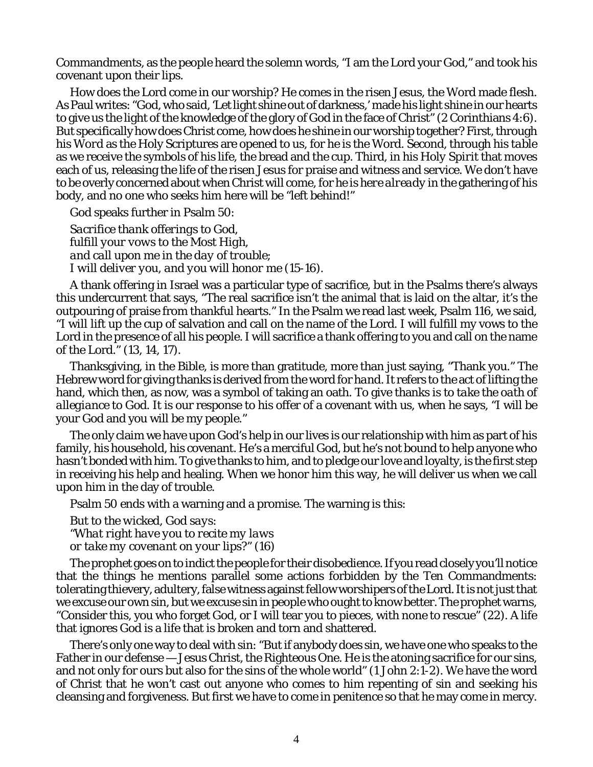Commandments, as the people heard the solemn words, "I am the Lord your God," and took his covenant upon their lips.

How does the Lord come in our worship? He comes in the risen Jesus, the Word made flesh. As Paul writes: "God, who said, 'Let light shine out of darkness,' made his light shine in our hearts to give us the light of the knowledge of the glory of God in the face of Christ" (2 Corinthians 4:6). But specifically how does Christ come, how does he shine in our worship together? First, through his *Word* as the Holy Scriptures are opened to us, for he is the Word. Second, through his *table* as we receive the symbols of his life, the bread and the cup. Third, in his *Holy Spirit* that moves each of us, releasing the life of the risen Jesus for praise and witness and service. We don't have to be overly concerned about when Christ will come, for he is *here already* in the gathering of his body, and no one who seeks him here will be "left behind!"

God speaks further in Psalm 50:

*Sacrifice thank offerings to God,*
*fulfill your vows to the Most High,*
*and call upon me in the day of trouble;*
*I will deliver you, and you will honor me* (15-16).

A thank offering in Israel was a particular type of sacrifice, but in the Psalms there's always this undercurrent that says, "The real sacrifice isn't the animal that is laid on the altar, it's the outpouring of praise from thankful hearts." In the Psalm we read last week, Psalm 116, we said, "I will lift up the cup of salvation and call on the name of the Lord. I will fulfill my vows to the Lord in the presence of all his people. I will sacrifice a thank offering to you and call on the name of the Lord." (13, 14, 17).

Thanksgiving, in the Bible, is more than gratitude, more than just saying, "Thank you." The Hebrew word for giving thanks is derived from the word for *hand*. It refers to the act of lifting the hand, which then, as now, was a symbol of taking an oath. To give thanks is to *take the oath of allegiance* to God. It is our response to his offer of a covenant with us, when he says, "I will be your God and you will be my people."

The only claim we have upon God's help in our lives is our relationship with him as part of his family, his household, his covenant. He's a merciful God, but he's not bound to help anyone who hasn't bonded with him. To give thanks to him, and to pledge our love and loyalty, is the first step in receiving his help and healing. When we honor him this way, he will deliver us when we call upon him in the day of trouble.

Psalm 50 ends with a warning and a promise. The warning is this:

*But to the wicked, God says:*
*"What right have you to recite my laws*
*or take my covenant on your lips?"* (16)

The prophet goes on to indict the people for their disobedience. If you read closely you'll notice that the things he mentions parallel some actions forbidden by the Ten Commandments: tolerating thievery, adultery, false witness against fellow worshipers of the Lord. It is not just that we excuse our own sin, but we excuse sin in people who ought to know better. The prophet warns, "Consider this, you who forget God, or I will tear you to pieces, with none to rescue" (22). A life that ignores God is a life that is broken and torn and shattered.

There's only one way to deal with sin: "But if anybody does sin, we have one who speaks to the Father in our defense — Jesus Christ, the Righteous One. He is the atoning sacrifice for our sins, and not only for ours but also for the sins of the whole world" (1 John 2:1-2). We have the word of Christ that he won't cast out anyone who comes to him repenting of sin and seeking his cleansing and forgiveness. But first we have to come in penitence so that he may come in mercy.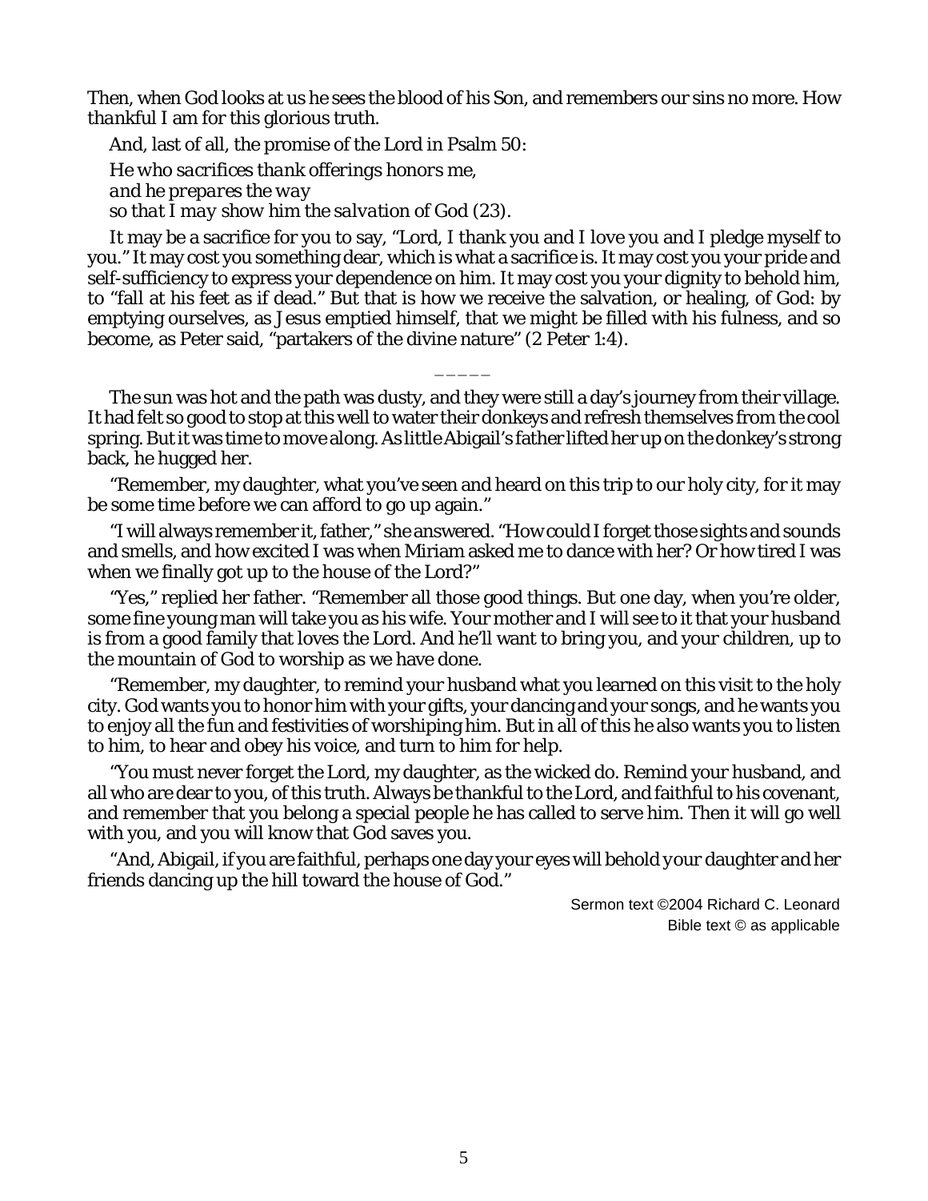Then, when God looks at us he sees the blood of his Son, and remembers our sins no more. How thankful I am for this glorious truth.

And, last of all, the promise of the Lord in Psalm 50:

*He who sacrifices thank offerings honors me,*
*and he prepares the way*
*so that I may show him the salvation of God* (23).

It may be a sacrifice for you to say, "Lord, I thank you and I love you and I pledge myself to you." It may cost you something dear, which is what a sacrifice is. It may cost you your pride and self-sufficiency to express your dependence on him. It may cost you your dignity to behold him, to "fall at his feet as if dead." But that is how we receive the salvation, or healing, of God: by emptying ourselves, as Jesus emptied himself, that we might be filled with his fulness, and so become, as Peter said, "partakers of the divine nature" (2 Peter 1:4).

_____

The sun was hot and the path was dusty, and they were still a day's journey from their village. It had felt so good to stop at this well to water their donkeys and refresh themselves from the cool spring. But it was time to move along. As little Abigail's father lifted her up on the donkey's strong back, he hugged her.

"Remember, my daughter, what you've seen and heard on this trip to our holy city, for it may be some time before we can afford to go up again."

"I will always remember it, father," she answered. "How could I forget those sights and sounds and smells, and how excited I was when Miriam asked me to dance with her? Or how tired I was when we finally got up to the house of the Lord?"

"Yes," replied her father. "Remember all those good things. But one day, when you're older, some fine young man will take you as his wife. Your mother and I will see to it that your husband is from a good family that loves the Lord. And he'll want to bring you, and your children, up to the mountain of God to worship as we have done.

"Remember, my daughter, to remind your husband what you learned on this visit to the holy city. God wants you to honor him with your gifts, your dancing and your songs, and he wants you to enjoy all the fun and festivities of worshiping him. But in all of this he also wants you to listen to him, to hear and obey his voice, and turn to him for help.

"You must never forget the Lord, my daughter, as the wicked do. Remind your husband, and all who are dear to you, of this truth. Always be thankful to the Lord, and faithful to his covenant, and remember that you belong a special people he has called to serve him. Then it will go well with you, and you will know that God saves you.

"And, Abigail, if you are faithful, perhaps one day your eyes will behold your daughter and her friends dancing up the hill toward the house of God."

Sermon text ©2004 Richard C. Leonard
Bible text © as applicable